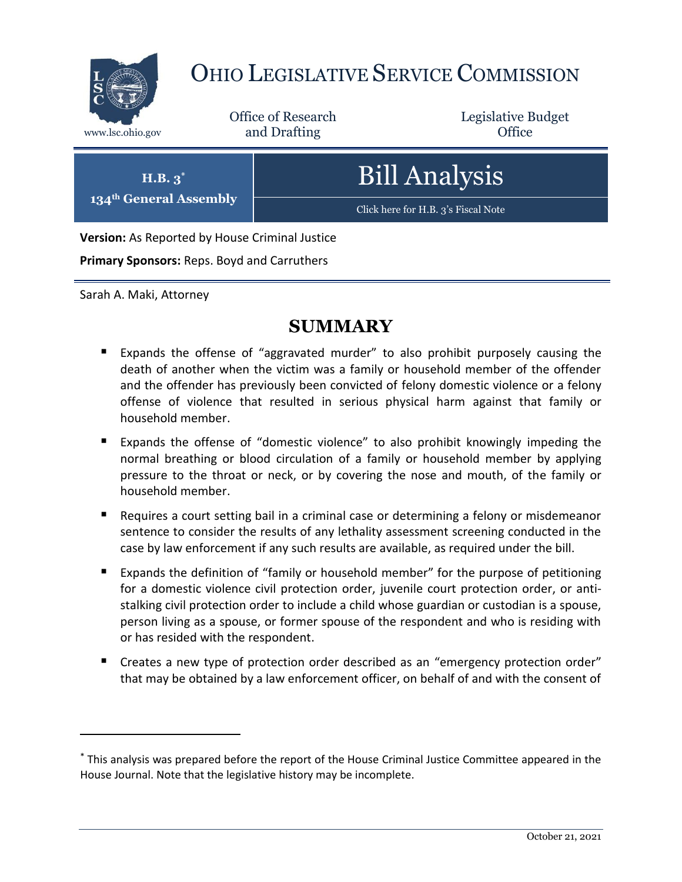# OHIO LEGISLATIVE SERVICE COMMISSION

www.lsc.ohio.gov

Office of Research and Drafting

Legislative Budget Office

**H.B. 3*** 
**134th General Assembly**

# Bill Analysis

Click here for H.B. 3's Fiscal Note

**Version:** As Reported by House Criminal Justice

**Primary Sponsors:** Reps. Boyd and Carruthers

Sarah A. Maki, Attorney

## SUMMARY

- Expands the offense of "aggravated murder" to also prohibit purposely causing the death of another when the victim was a family or household member of the offender and the offender has previously been convicted of felony domestic violence or a felony offense of violence that resulted in serious physical harm against that family or household member.
- Expands the offense of "domestic violence" to also prohibit knowingly impeding the normal breathing or blood circulation of a family or household member by applying pressure to the throat or neck, or by covering the nose and mouth, of the family or household member.
- Requires a court setting bail in a criminal case or determining a felony or misdemeanor sentence to consider the results of any lethality assessment screening conducted in the case by law enforcement if any such results are available, as required under the bill.
- Expands the definition of "family or household member" for the purpose of petitioning for a domestic violence civil protection order, juvenile court protection order, or anti-stalking civil protection order to include a child whose guardian or custodian is a spouse, person living as a spouse, or former spouse of the respondent and who is residing with or has resided with the respondent.
- Creates a new type of protection order described as an "emergency protection order" that may be obtained by a law enforcement officer, on behalf of and with the consent of

---

\* This analysis was prepared before the report of the House Criminal Justice Committee appeared in the House Journal. Note that the legislative history may be incomplete.

October 21, 2021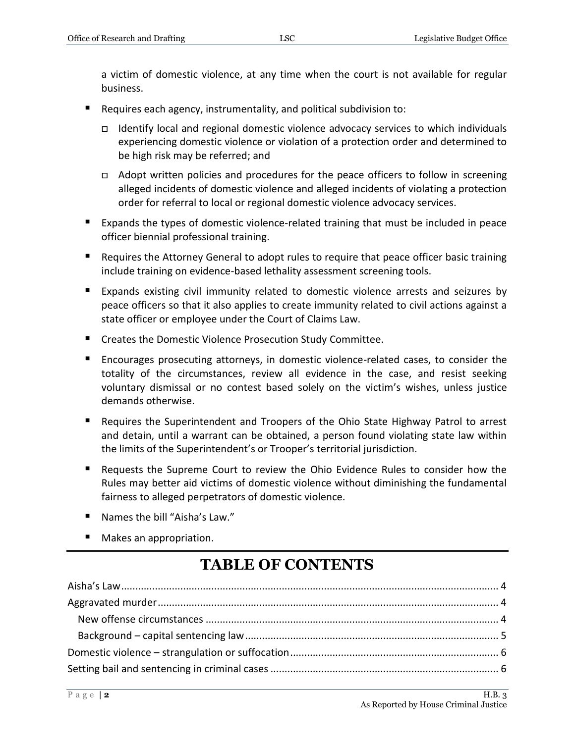a victim of domestic violence, at any time when the court is not available for regular business.

- Requires each agency, instrumentality, and political subdivision to:
  - Identify local and regional domestic violence advocacy services to which individuals experiencing domestic violence or violation of a protection order and determined to be high risk may be referred; and
  - Adopt written policies and procedures for the peace officers to follow in screening alleged incidents of domestic violence and alleged incidents of violating a protection order for referral to local or regional domestic violence advocacy services.
- Expands the types of domestic violence-related training that must be included in peace officer biennial professional training.
- Requires the Attorney General to adopt rules to require that peace officer basic training include training on evidence-based lethality assessment screening tools.
- Expands existing civil immunity related to domestic violence arrests and seizures by peace officers so that it also applies to create immunity related to civil actions against a state officer or employee under the Court of Claims Law.
- Creates the Domestic Violence Prosecution Study Committee.
- Encourages prosecuting attorneys, in domestic violence-related cases, to consider the totality of the circumstances, review all evidence in the case, and resist seeking voluntary dismissal or no contest based solely on the victim's wishes, unless justice demands otherwise.
- Requires the Superintendent and Troopers of the Ohio State Highway Patrol to arrest and detain, until a warrant can be obtained, a person found violating state law within the limits of the Superintendent's or Trooper's territorial jurisdiction.
- Requests the Supreme Court to review the Ohio Evidence Rules to consider how the Rules may better aid victims of domestic violence without diminishing the fundamental fairness to alleged perpetrators of domestic violence.
- Names the bill "Aisha's Law."
- Makes an appropriation.

---

# TABLE OF CONTENTS

Aisha's Law ..... 4
Aggravated murder ..... 4
  New offense circumstances ..... 4
  Background – capital sentencing law ..... 5
Domestic violence – strangulation or suffocation ..... 6
Setting bail and sentencing in criminal cases ..... 6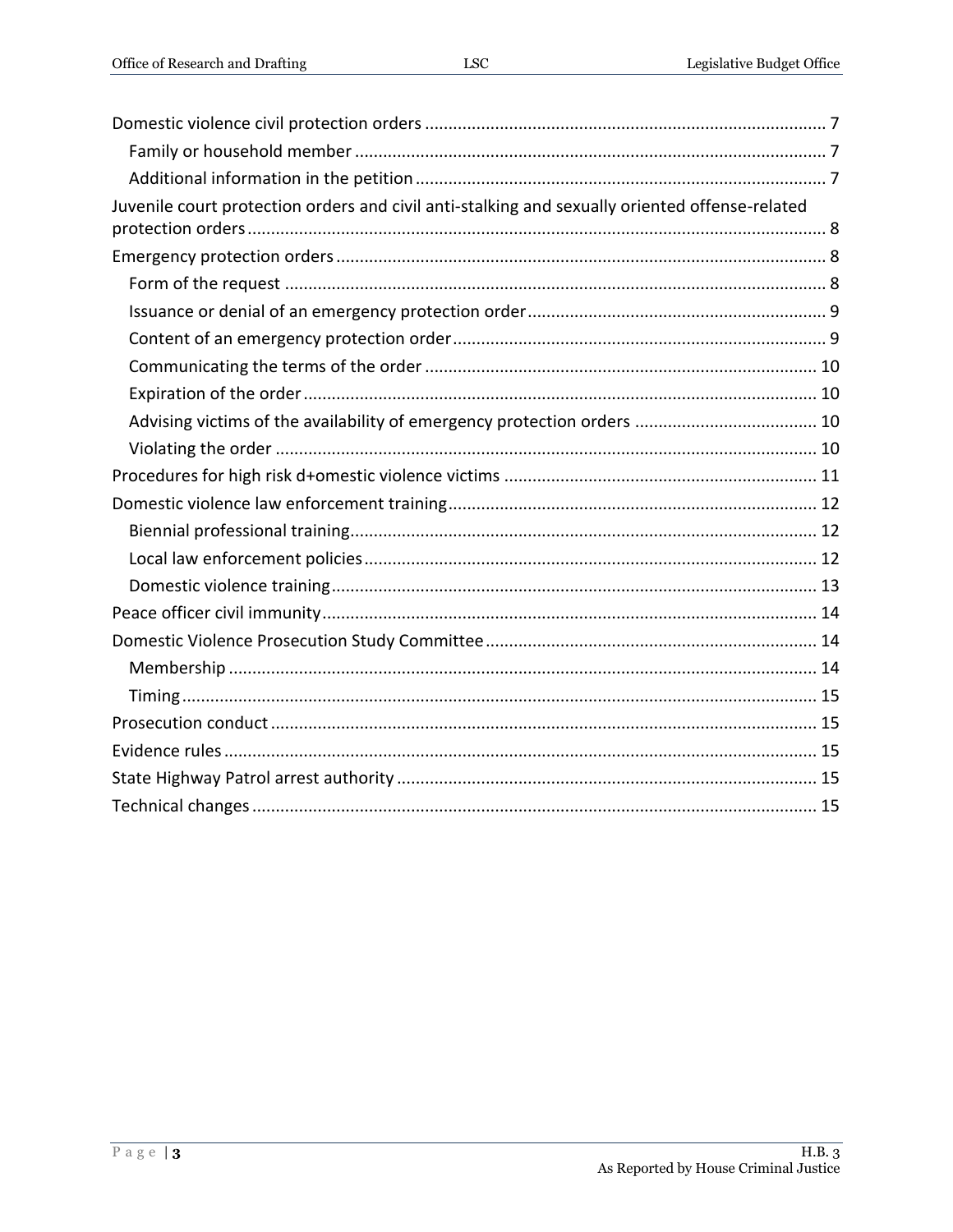- Domestic violence civil protection orders ..................................................................................... 7
  - Family or household member .................................................................................................... 7
  - Additional information in the petition ....................................................................................... 7
- Juvenile court protection orders and civil anti-stalking and sexually oriented offense-related protection orders .......................................................................................................................... 8
- Emergency protection orders ........................................................................................................ 8
  - Form of the request ................................................................................................................... 8
  - Issuance or denial of an emergency protection order ................................................................ 9
  - Content of an emergency protection order ............................................................................... 9
  - Communicating the terms of the order .................................................................................... 10
  - Expiration of the order ............................................................................................................. 10
  - Advising victims of the availability of emergency protection orders ....................................... 10
  - Violating the order ................................................................................................................... 10
- Procedures for high risk d+omestic violence victims ................................................................... 11
- Domestic violence law enforcement training .............................................................................. 12
  - Biennial professional training ................................................................................................... 12
  - Local law enforcement policies ................................................................................................ 12
  - Domestic violence training ....................................................................................................... 13
- Peace officer civil immunity ......................................................................................................... 14
- Domestic Violence Prosecution Study Committee ...................................................................... 14
  - Membership ............................................................................................................................. 14
  - Timing ....................................................................................................................................... 15
- Prosecution conduct .................................................................................................................... 15
- Evidence rules .............................................................................................................................. 15
- State Highway Patrol arrest authority ......................................................................................... 15
- Technical changes ........................................................................................................................ 15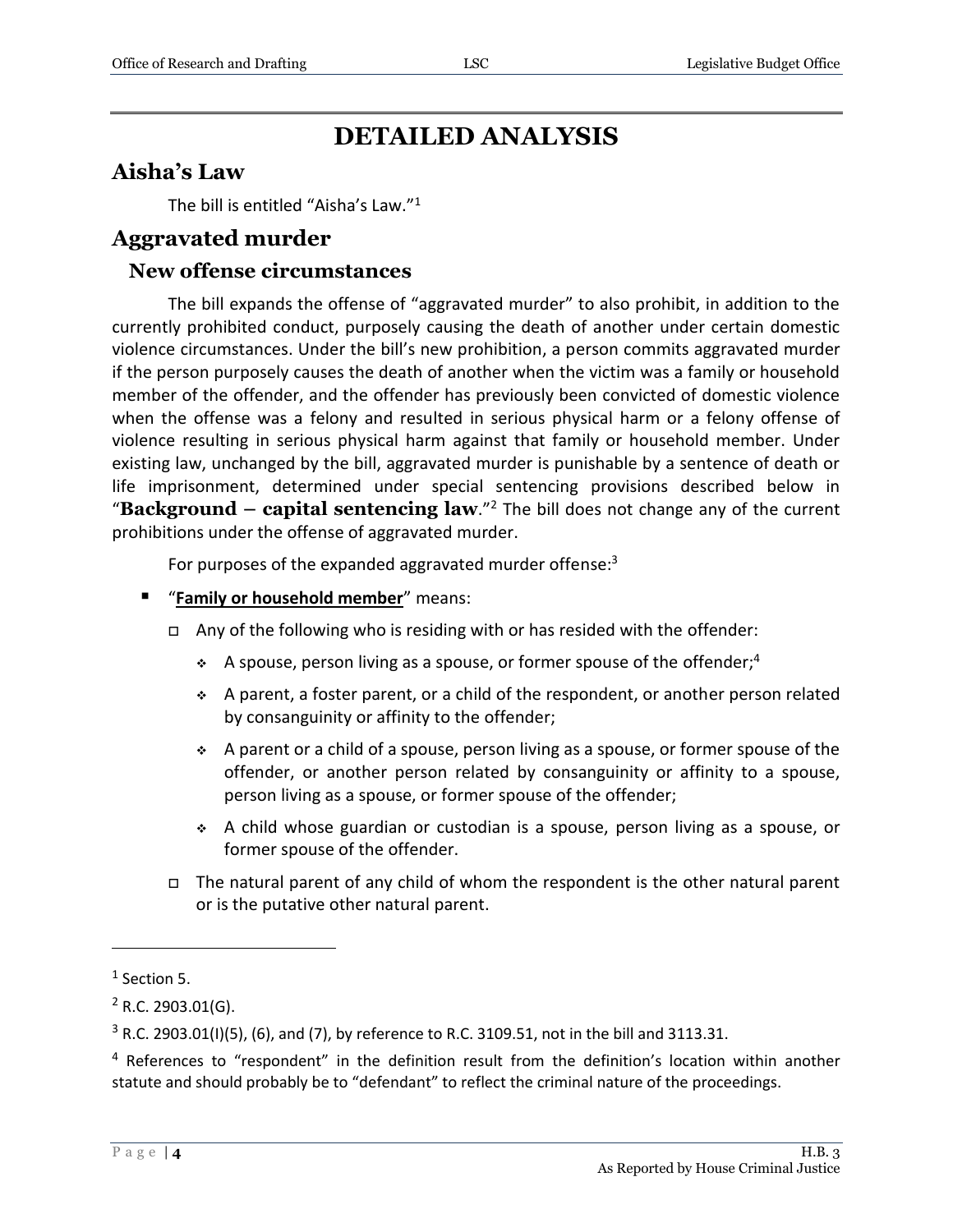# DETAILED ANALYSIS

## Aisha's Law

The bill is entitled "Aisha's Law."[1]

## Aggravated murder

### New offense circumstances

The bill expands the offense of "aggravated murder" to also prohibit, in addition to the currently prohibited conduct, purposely causing the death of another under certain domestic violence circumstances. Under the bill's new prohibition, a person commits aggravated murder if the person purposely causes the death of another when the victim was a family or household member of the offender, and the offender has previously been convicted of domestic violence when the offense was a felony and resulted in serious physical harm or a felony offense of violence resulting in serious physical harm against that family or household member. Under existing law, unchanged by the bill, aggravated murder is punishable by a sentence of death or life imprisonment, determined under special sentencing provisions described below in "**Background – capital sentencing law**."[2] The bill does not change any of the current prohibitions under the offense of aggravated murder.

For purposes of the expanded aggravated murder offense:[3]

- "**Family or household member**" means:
  - Any of the following who is residing with or has resided with the offender:
    - A spouse, person living as a spouse, or former spouse of the offender;[4]
    - A parent, a foster parent, or a child of the respondent, or another person related by consanguinity or affinity to the offender;
    - A parent or a child of a spouse, person living as a spouse, or former spouse of the offender, or another person related by consanguinity or affinity to a spouse, person living as a spouse, or former spouse of the offender;
    - A child whose guardian or custodian is a spouse, person living as a spouse, or former spouse of the offender.
  - The natural parent of any child of whom the respondent is the other natural parent or is the putative other natural parent.

---

[1] Section 5.

[2] R.C. 2903.01(G).

[3] R.C. 2903.01(I)(5), (6), and (7), by reference to R.C. 3109.51, not in the bill and 3113.31.

[4] References to "respondent" in the definition result from the definition's location within another statute and should probably be to "defendant" to reflect the criminal nature of the proceedings.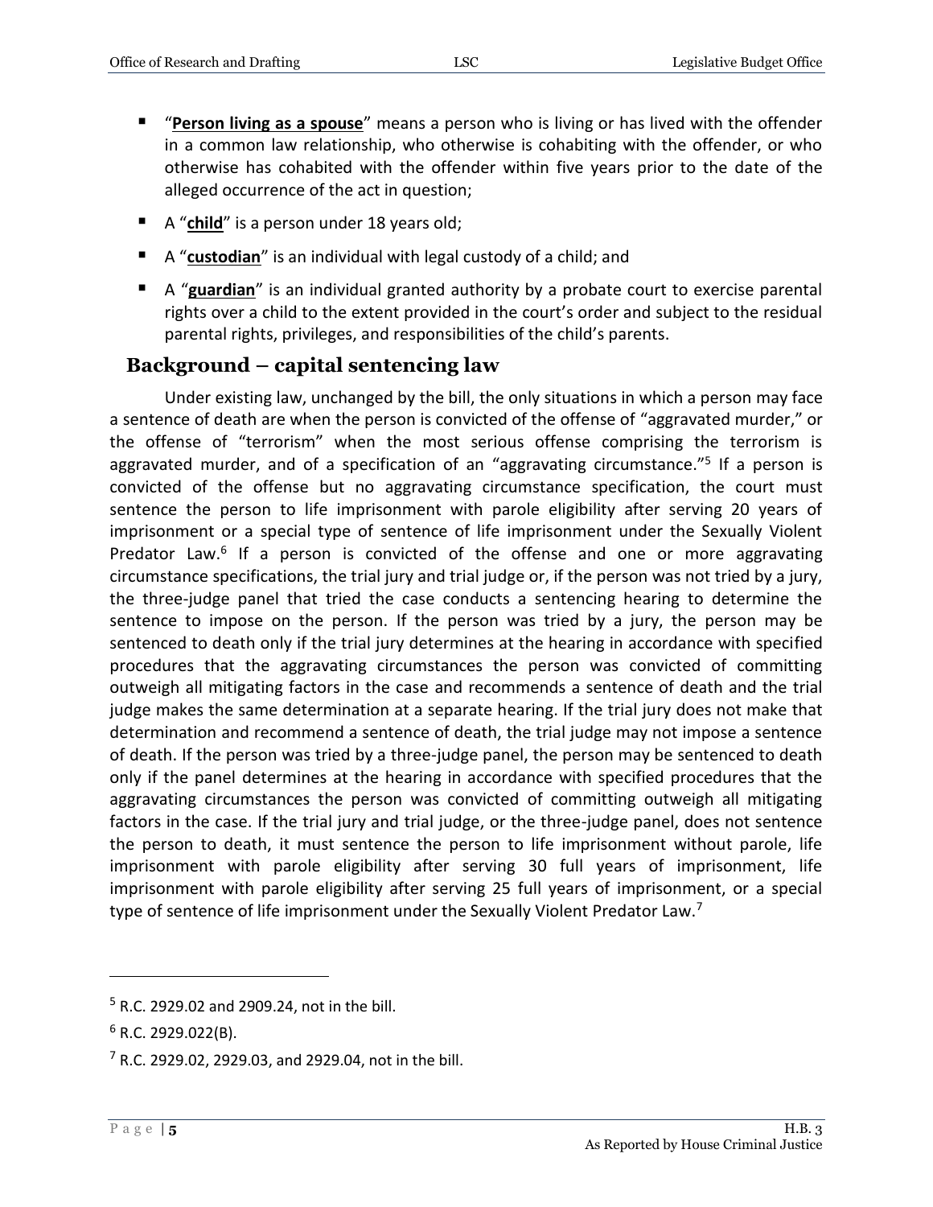- "**Person living as a spouse**" means a person who is living or has lived with the offender in a common law relationship, who otherwise is cohabiting with the offender, or who otherwise has cohabited with the offender within five years prior to the date of the alleged occurrence of the act in question;
- A "**child**" is a person under 18 years old;
- A "**custodian**" is an individual with legal custody of a child; and
- A "**guardian**" is an individual granted authority by a probate court to exercise parental rights over a child to the extent provided in the court's order and subject to the residual parental rights, privileges, and responsibilities of the child's parents.

## Background – capital sentencing law

Under existing law, unchanged by the bill, the only situations in which a person may face a sentence of death are when the person is convicted of the offense of "aggravated murder," or the offense of "terrorism" when the most serious offense comprising the terrorism is aggravated murder, and of a specification of an "aggravating circumstance."[5] If a person is convicted of the offense but no aggravating circumstance specification, the court must sentence the person to life imprisonment with parole eligibility after serving 20 years of imprisonment or a special type of sentence of life imprisonment under the Sexually Violent Predator Law.[6] If a person is convicted of the offense and one or more aggravating circumstance specifications, the trial jury and trial judge or, if the person was not tried by a jury, the three-judge panel that tried the case conducts a sentencing hearing to determine the sentence to impose on the person. If the person was tried by a jury, the person may be sentenced to death only if the trial jury determines at the hearing in accordance with specified procedures that the aggravating circumstances the person was convicted of committing outweigh all mitigating factors in the case and recommends a sentence of death and the trial judge makes the same determination at a separate hearing. If the trial jury does not make that determination and recommend a sentence of death, the trial judge may not impose a sentence of death. If the person was tried by a three-judge panel, the person may be sentenced to death only if the panel determines at the hearing in accordance with specified procedures that the aggravating circumstances the person was convicted of committing outweigh all mitigating factors in the case. If the trial jury and trial judge, or the three-judge panel, does not sentence the person to death, it must sentence the person to life imprisonment without parole, life imprisonment with parole eligibility after serving 30 full years of imprisonment, life imprisonment with parole eligibility after serving 25 full years of imprisonment, or a special type of sentence of life imprisonment under the Sexually Violent Predator Law.[7]

---

[5] R.C. 2929.02 and 2909.24, not in the bill.

[6] R.C. 2929.022(B).

[7] R.C. 2929.02, 2929.03, and 2929.04, not in the bill.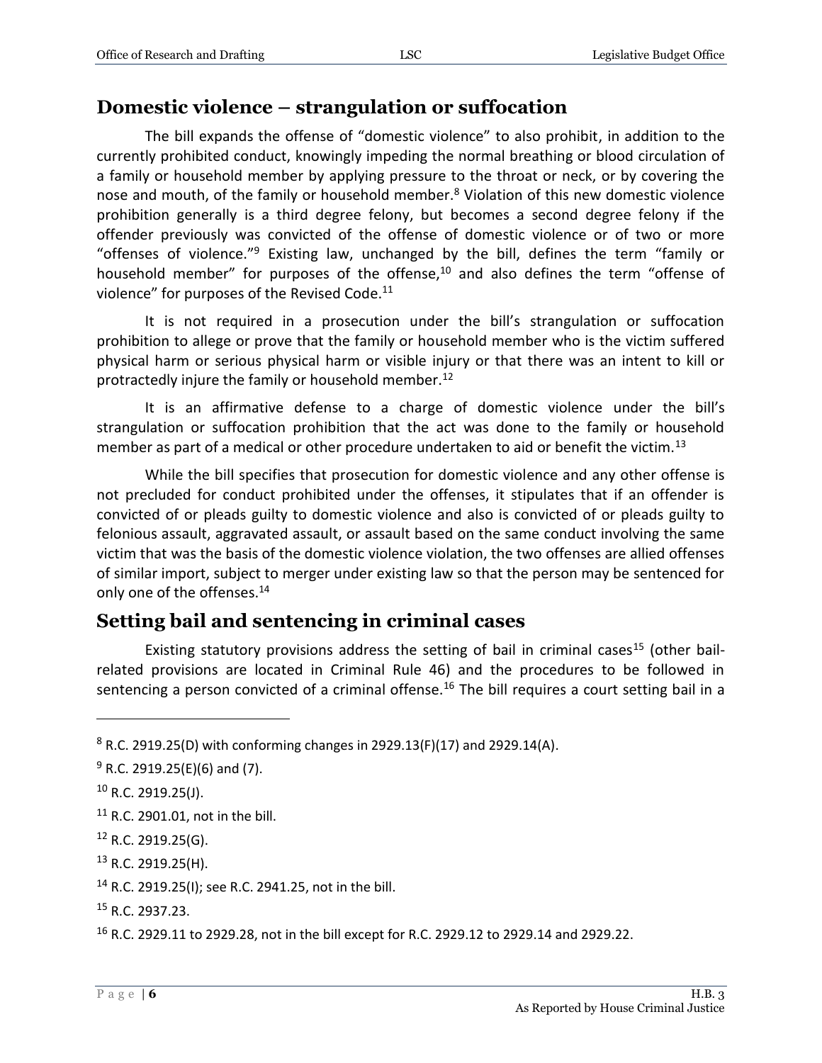## Domestic violence – strangulation or suffocation

The bill expands the offense of "domestic violence" to also prohibit, in addition to the currently prohibited conduct, knowingly impeding the normal breathing or blood circulation of a family or household member by applying pressure to the throat or neck, or by covering the nose and mouth, of the family or household member.[8] Violation of this new domestic violence prohibition generally is a third degree felony, but becomes a second degree felony if the offender previously was convicted of the offense of domestic violence or of two or more "offenses of violence."[9] Existing law, unchanged by the bill, defines the term "family or household member" for purposes of the offense,[10] and also defines the term "offense of violence" for purposes of the Revised Code.[11]

It is not required in a prosecution under the bill's strangulation or suffocation prohibition to allege or prove that the family or household member who is the victim suffered physical harm or serious physical harm or visible injury or that there was an intent to kill or protractedly injure the family or household member.[12]

It is an affirmative defense to a charge of domestic violence under the bill's strangulation or suffocation prohibition that the act was done to the family or household member as part of a medical or other procedure undertaken to aid or benefit the victim.[13]

While the bill specifies that prosecution for domestic violence and any other offense is not precluded for conduct prohibited under the offenses, it stipulates that if an offender is convicted of or pleads guilty to domestic violence and also is convicted of or pleads guilty to felonious assault, aggravated assault, or assault based on the same conduct involving the same victim that was the basis of the domestic violence violation, the two offenses are allied offenses of similar import, subject to merger under existing law so that the person may be sentenced for only one of the offenses.[14]

## Setting bail and sentencing in criminal cases

Existing statutory provisions address the setting of bail in criminal cases[15] (other bail-related provisions are located in Criminal Rule 46) and the procedures to be followed in sentencing a person convicted of a criminal offense.[16] The bill requires a court setting bail in a

---

[8] R.C. 2919.25(D) with conforming changes in 2929.13(F)(17) and 2929.14(A).

[9] R.C. 2919.25(E)(6) and (7).

[10] R.C. 2919.25(J).

[11] R.C. 2901.01, not in the bill.

[12] R.C. 2919.25(G).

[13] R.C. 2919.25(H).

[14] R.C. 2919.25(I); see R.C. 2941.25, not in the bill.

[15] R.C. 2937.23.

[16] R.C. 2929.11 to 2929.28, not in the bill except for R.C. 2929.12 to 2929.14 and 2929.22.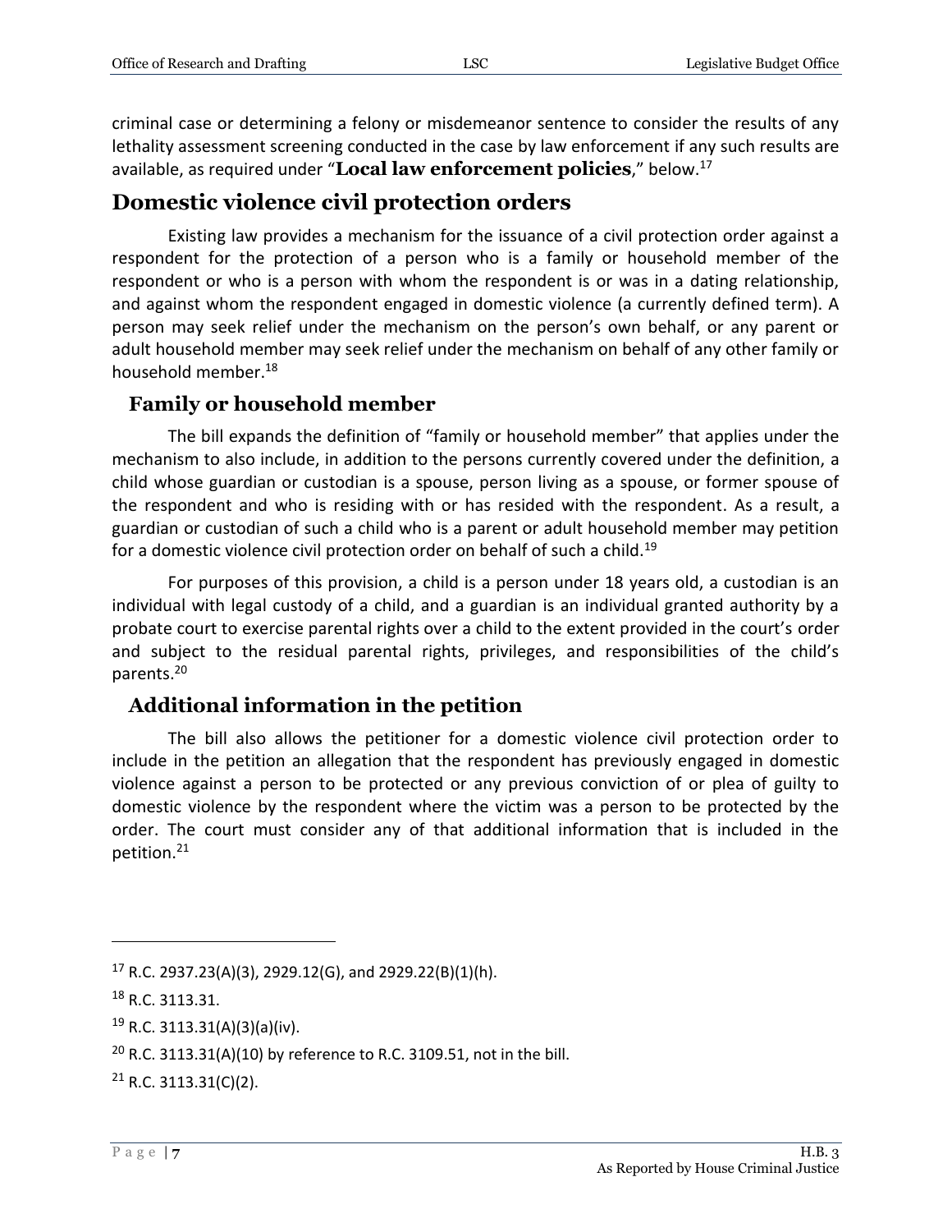criminal case or determining a felony or misdemeanor sentence to consider the results of any lethality assessment screening conducted in the case by law enforcement if any such results are available, as required under "**Local law enforcement policies**," below.[17]

## Domestic violence civil protection orders

Existing law provides a mechanism for the issuance of a civil protection order against a respondent for the protection of a person who is a family or household member of the respondent or who is a person with whom the respondent is or was in a dating relationship, and against whom the respondent engaged in domestic violence (a currently defined term). A person may seek relief under the mechanism on the person's own behalf, or any parent or adult household member may seek relief under the mechanism on behalf of any other family or household member.[18]

### Family or household member

The bill expands the definition of "family or household member" that applies under the mechanism to also include, in addition to the persons currently covered under the definition, a child whose guardian or custodian is a spouse, person living as a spouse, or former spouse of the respondent and who is residing with or has resided with the respondent. As a result, a guardian or custodian of such a child who is a parent or adult household member may petition for a domestic violence civil protection order on behalf of such a child.[19]

For purposes of this provision, a child is a person under 18 years old, a custodian is an individual with legal custody of a child, and a guardian is an individual granted authority by a probate court to exercise parental rights over a child to the extent provided in the court's order and subject to the residual parental rights, privileges, and responsibilities of the child's parents.[20]

### Additional information in the petition

The bill also allows the petitioner for a domestic violence civil protection order to include in the petition an allegation that the respondent has previously engaged in domestic violence against a person to be protected or any previous conviction of or plea of guilty to domestic violence by the respondent where the victim was a person to be protected by the order. The court must consider any of that additional information that is included in the petition.[21]

---

[17] R.C. 2937.23(A)(3), 2929.12(G), and 2929.22(B)(1)(h).

[18] R.C. 3113.31.

[19] R.C. 3113.31(A)(3)(a)(iv).

[20] R.C. 3113.31(A)(10) by reference to R.C. 3109.51, not in the bill.

[21] R.C. 3113.31(C)(2).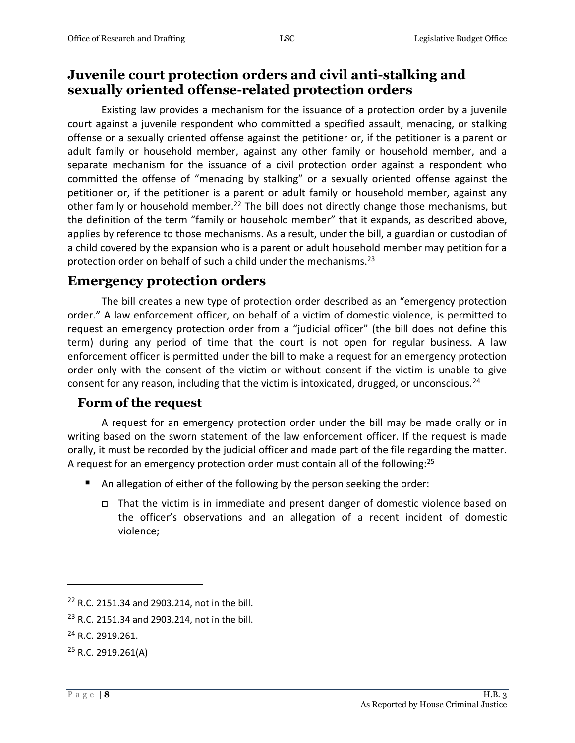## Juvenile court protection orders and civil anti-stalking and sexually oriented offense-related protection orders

Existing law provides a mechanism for the issuance of a protection order by a juvenile court against a juvenile respondent who committed a specified assault, menacing, or stalking offense or a sexually oriented offense against the petitioner or, if the petitioner is a parent or adult family or household member, against any other family or household member, and a separate mechanism for the issuance of a civil protection order against a respondent who committed the offense of "menacing by stalking" or a sexually oriented offense against the petitioner or, if the petitioner is a parent or adult family or household member, against any other family or household member.[22] The bill does not directly change those mechanisms, but the definition of the term "family or household member" that it expands, as described above, applies by reference to those mechanisms. As a result, under the bill, a guardian or custodian of a child covered by the expansion who is a parent or adult household member may petition for a protection order on behalf of such a child under the mechanisms.[23]

## Emergency protection orders

The bill creates a new type of protection order described as an "emergency protection order." A law enforcement officer, on behalf of a victim of domestic violence, is permitted to request an emergency protection order from a "judicial officer" (the bill does not define this term) during any period of time that the court is not open for regular business. A law enforcement officer is permitted under the bill to make a request for an emergency protection order only with the consent of the victim or without consent if the victim is unable to give consent for any reason, including that the victim is intoxicated, drugged, or unconscious.[24]

### Form of the request

A request for an emergency protection order under the bill may be made orally or in writing based on the sworn statement of the law enforcement officer. If the request is made orally, it must be recorded by the judicial officer and made part of the file regarding the matter. A request for an emergency protection order must contain all of the following:[25]

- An allegation of either of the following by the person seeking the order:
  - That the victim is in immediate and present danger of domestic violence based on the officer's observations and an allegation of a recent incident of domestic violence;

---

[22] R.C. 2151.34 and 2903.214, not in the bill.

[23] R.C. 2151.34 and 2903.214, not in the bill.

[24] R.C. 2919.261.

[25] R.C. 2919.261(A)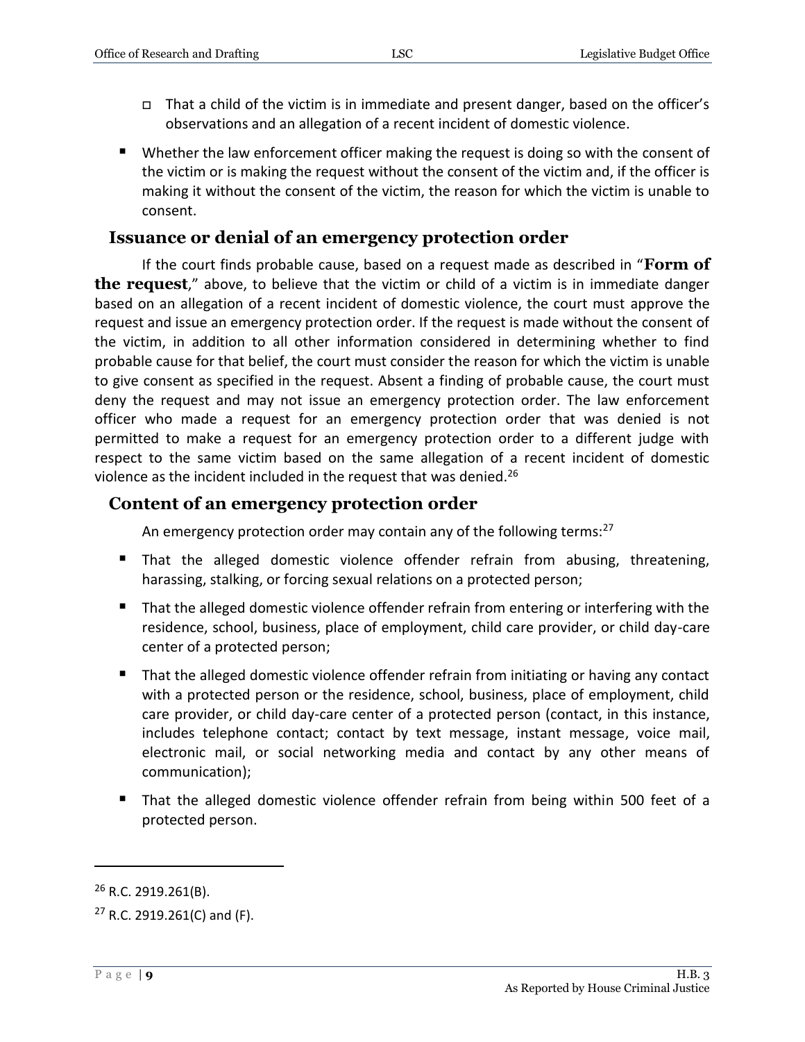- That a child of the victim is in immediate and present danger, based on the officer's observations and an allegation of a recent incident of domestic violence.

- Whether the law enforcement officer making the request is doing so with the consent of the victim or is making the request without the consent of the victim and, if the officer is making it without the consent of the victim, the reason for which the victim is unable to consent.

## Issuance or denial of an emergency protection order

If the court finds probable cause, based on a request made as described in "**Form of the request**," above, to believe that the victim or child of a victim is in immediate danger based on an allegation of a recent incident of domestic violence, the court must approve the request and issue an emergency protection order. If the request is made without the consent of the victim, in addition to all other information considered in determining whether to find probable cause for that belief, the court must consider the reason for which the victim is unable to give consent as specified in the request. Absent a finding of probable cause, the court must deny the request and may not issue an emergency protection order. The law enforcement officer who made a request for an emergency protection order that was denied is not permitted to make a request for an emergency protection order to a different judge with respect to the same victim based on the same allegation of a recent incident of domestic violence as the incident included in the request that was denied.[26]

## Content of an emergency protection order

An emergency protection order may contain any of the following terms:[27]

- That the alleged domestic violence offender refrain from abusing, threatening, harassing, stalking, or forcing sexual relations on a protected person;
- That the alleged domestic violence offender refrain from entering or interfering with the residence, school, business, place of employment, child care provider, or child day-care center of a protected person;
- That the alleged domestic violence offender refrain from initiating or having any contact with a protected person or the residence, school, business, place of employment, child care provider, or child day-care center of a protected person (contact, in this instance, includes telephone contact; contact by text message, instant message, voice mail, electronic mail, or social networking media and contact by any other means of communication);
- That the alleged domestic violence offender refrain from being within 500 feet of a protected person.

---

[26] R.C. 2919.261(B).

[27] R.C. 2919.261(C) and (F).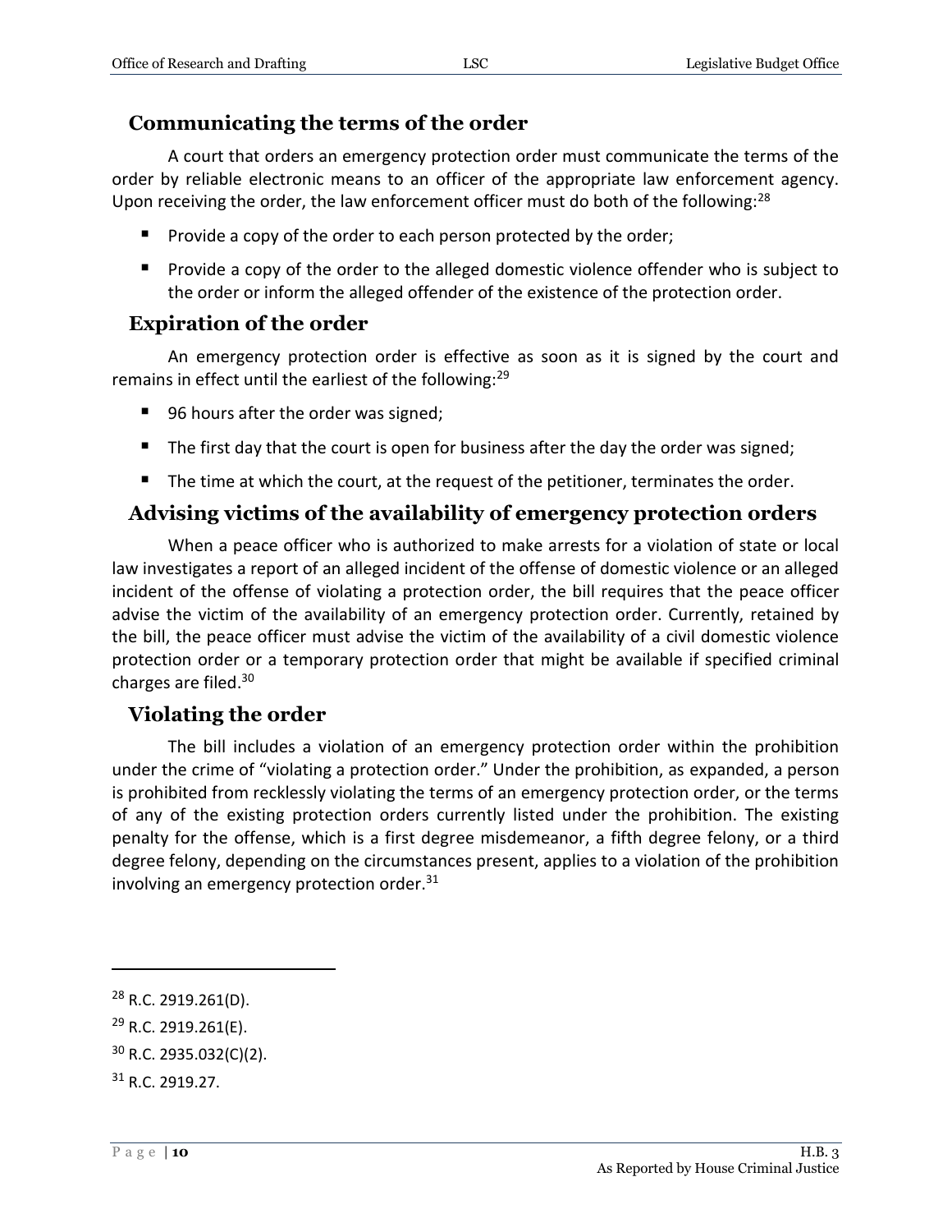### Communicating the terms of the order

A court that orders an emergency protection order must communicate the terms of the order by reliable electronic means to an officer of the appropriate law enforcement agency. Upon receiving the order, the law enforcement officer must do both of the following:[28]

- Provide a copy of the order to each person protected by the order;
- Provide a copy of the order to the alleged domestic violence offender who is subject to the order or inform the alleged offender of the existence of the protection order.

### Expiration of the order

An emergency protection order is effective as soon as it is signed by the court and remains in effect until the earliest of the following:[29]

- 96 hours after the order was signed;
- The first day that the court is open for business after the day the order was signed;
- The time at which the court, at the request of the petitioner, terminates the order.

### Advising victims of the availability of emergency protection orders

When a peace officer who is authorized to make arrests for a violation of state or local law investigates a report of an alleged incident of the offense of domestic violence or an alleged incident of the offense of violating a protection order, the bill requires that the peace officer advise the victim of the availability of an emergency protection order. Currently, retained by the bill, the peace officer must advise the victim of the availability of a civil domestic violence protection order or a temporary protection order that might be available if specified criminal charges are filed.[30]

### Violating the order

The bill includes a violation of an emergency protection order within the prohibition under the crime of "violating a protection order." Under the prohibition, as expanded, a person is prohibited from recklessly violating the terms of an emergency protection order, or the terms of any of the existing protection orders currently listed under the prohibition. The existing penalty for the offense, which is a first degree misdemeanor, a fifth degree felony, or a third degree felony, depending on the circumstances present, applies to a violation of the prohibition involving an emergency protection order.[31]

---

[28] R.C. 2919.261(D).

[29] R.C. 2919.261(E).

[30] R.C. 2935.032(C)(2).

[31] R.C. 2919.27.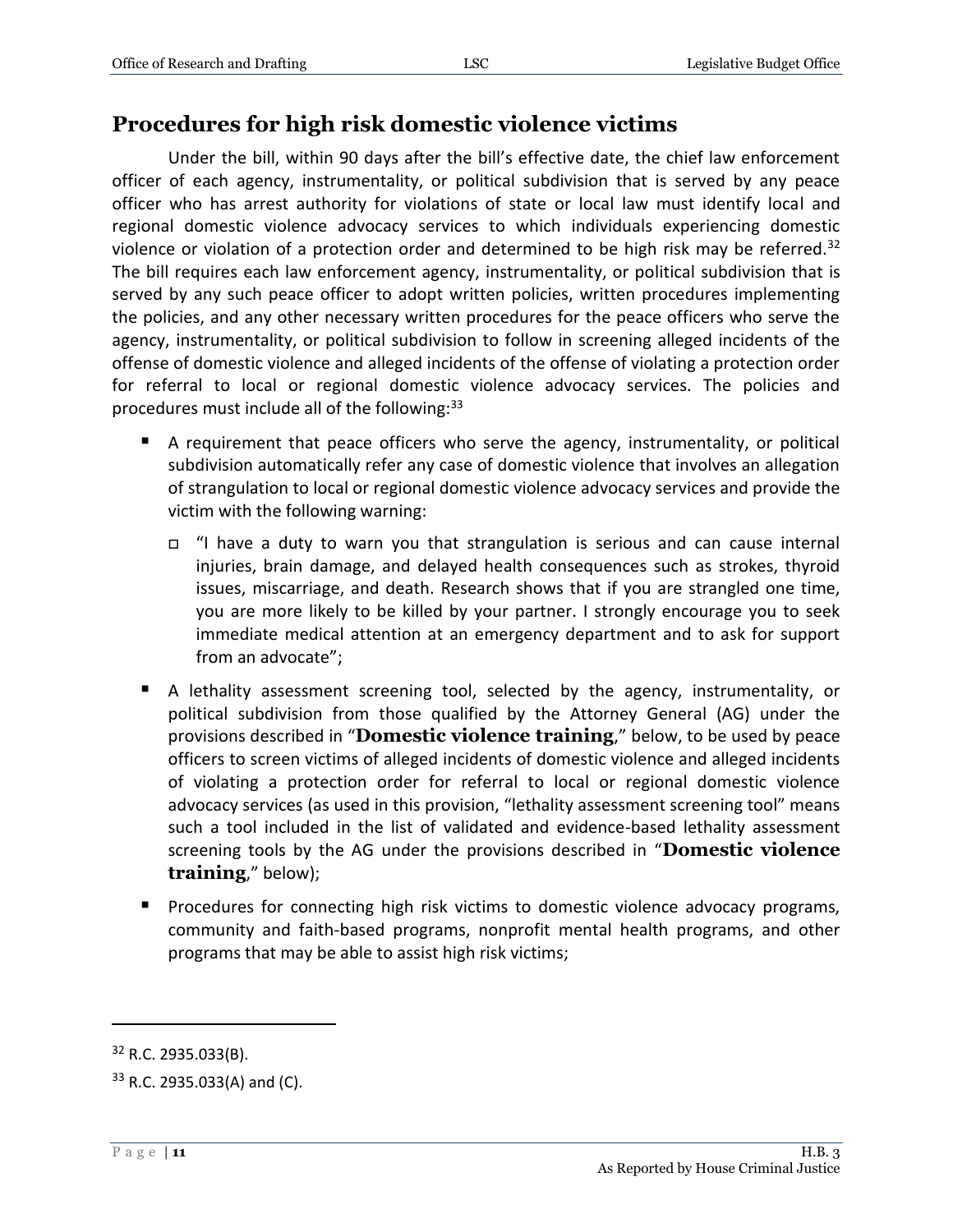## Procedures for high risk domestic violence victims

Under the bill, within 90 days after the bill's effective date, the chief law enforcement officer of each agency, instrumentality, or political subdivision that is served by any peace officer who has arrest authority for violations of state or local law must identify local and regional domestic violence advocacy services to which individuals experiencing domestic violence or violation of a protection order and determined to be high risk may be referred.[32] The bill requires each law enforcement agency, instrumentality, or political subdivision that is served by any such peace officer to adopt written policies, written procedures implementing the policies, and any other necessary written procedures for the peace officers who serve the agency, instrumentality, or political subdivision to follow in screening alleged incidents of the offense of domestic violence and alleged incidents of the offense of violating a protection order for referral to local or regional domestic violence advocacy services. The policies and procedures must include all of the following:[33]

- A requirement that peace officers who serve the agency, instrumentality, or political subdivision automatically refer any case of domestic violence that involves an allegation of strangulation to local or regional domestic violence advocacy services and provide the victim with the following warning:
  - "I have a duty to warn you that strangulation is serious and can cause internal injuries, brain damage, and delayed health consequences such as strokes, thyroid issues, miscarriage, and death. Research shows that if you are strangled one time, you are more likely to be killed by your partner. I strongly encourage you to seek immediate medical attention at an emergency department and to ask for support from an advocate";
- A lethality assessment screening tool, selected by the agency, instrumentality, or political subdivision from those qualified by the Attorney General (AG) under the provisions described in "**Domestic violence training**," below, to be used by peace officers to screen victims of alleged incidents of domestic violence and alleged incidents of violating a protection order for referral to local or regional domestic violence advocacy services (as used in this provision, "lethality assessment screening tool" means such a tool included in the list of validated and evidence-based lethality assessment screening tools by the AG under the provisions described in "**Domestic violence training**," below);
- Procedures for connecting high risk victims to domestic violence advocacy programs, community and faith-based programs, nonprofit mental health programs, and other programs that may be able to assist high risk victims;

---

[32] R.C. 2935.033(B).

[33] R.C. 2935.033(A) and (C).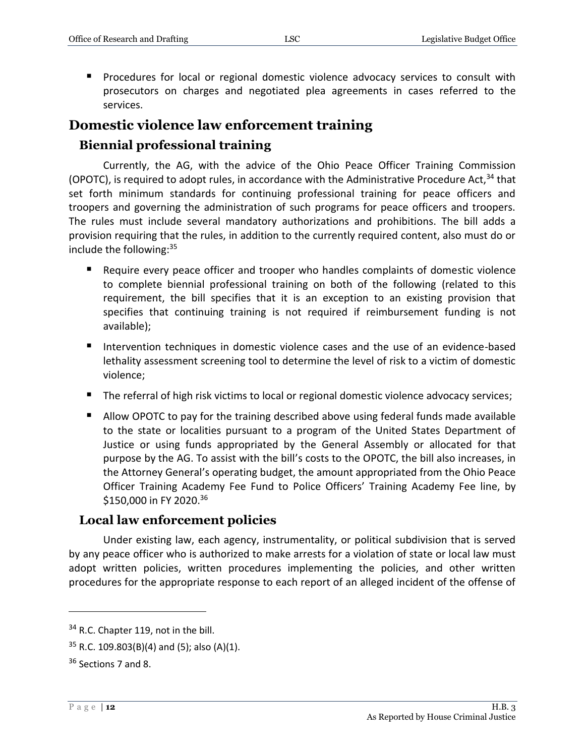- Procedures for local or regional domestic violence advocacy services to consult with prosecutors on charges and negotiated plea agreements in cases referred to the services.

## Domestic violence law enforcement training

### Biennial professional training

Currently, the AG, with the advice of the Ohio Peace Officer Training Commission (OPOTC), is required to adopt rules, in accordance with the Administrative Procedure Act,[34] that set forth minimum standards for continuing professional training for peace officers and troopers and governing the administration of such programs for peace officers and troopers. The rules must include several mandatory authorizations and prohibitions. The bill adds a provision requiring that the rules, in addition to the currently required content, also must do or include the following:[35]

- Require every peace officer and trooper who handles complaints of domestic violence to complete biennial professional training on both of the following (related to this requirement, the bill specifies that it is an exception to an existing provision that specifies that continuing training is not required if reimbursement funding is not available);
- Intervention techniques in domestic violence cases and the use of an evidence-based lethality assessment screening tool to determine the level of risk to a victim of domestic violence;
- The referral of high risk victims to local or regional domestic violence advocacy services;
- Allow OPOTC to pay for the training described above using federal funds made available to the state or localities pursuant to a program of the United States Department of Justice or using funds appropriated by the General Assembly or allocated for that purpose by the AG. To assist with the bill's costs to the OPOTC, the bill also increases, in the Attorney General's operating budget, the amount appropriated from the Ohio Peace Officer Training Academy Fee Fund to Police Officers' Training Academy Fee line, by \$150,000 in FY 2020.[36]

### Local law enforcement policies

Under existing law, each agency, instrumentality, or political subdivision that is served by any peace officer who is authorized to make arrests for a violation of state or local law must adopt written policies, written procedures implementing the policies, and other written procedures for the appropriate response to each report of an alleged incident of the offense of

---

[34] R.C. Chapter 119, not in the bill.

[35] R.C. 109.803(B)(4) and (5); also (A)(1).

[36] Sections 7 and 8.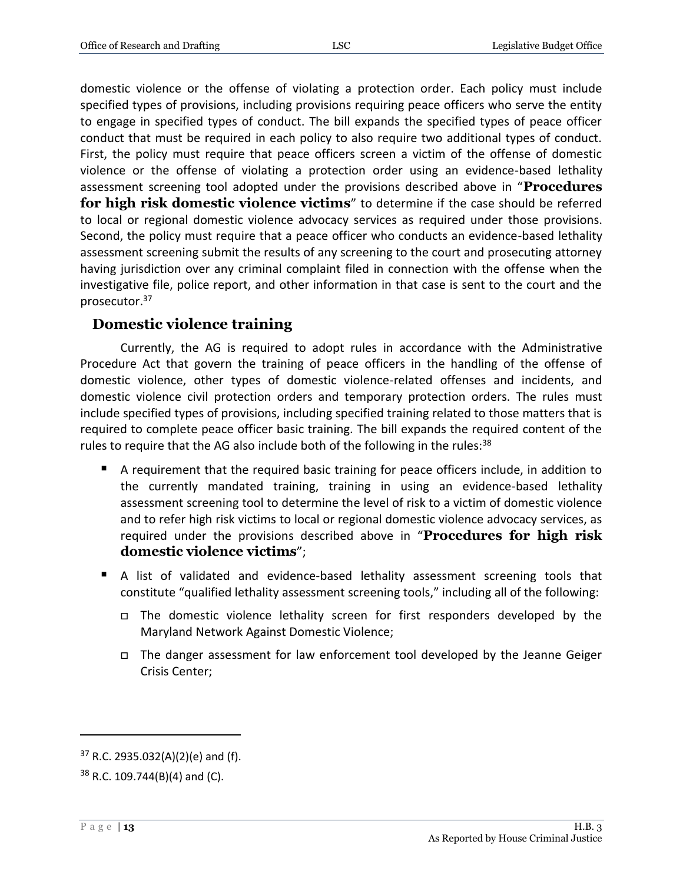domestic violence or the offense of violating a protection order. Each policy must include specified types of provisions, including provisions requiring peace officers who serve the entity to engage in specified types of conduct. The bill expands the specified types of peace officer conduct that must be required in each policy to also require two additional types of conduct. First, the policy must require that peace officers screen a victim of the offense of domestic violence or the offense of violating a protection order using an evidence-based lethality assessment screening tool adopted under the provisions described above in "**Procedures for high risk domestic violence victims**" to determine if the case should be referred to local or regional domestic violence advocacy services as required under those provisions. Second, the policy must require that a peace officer who conducts an evidence-based lethality assessment screening submit the results of any screening to the court and prosecuting attorney having jurisdiction over any criminal complaint filed in connection with the offense when the investigative file, police report, and other information in that case is sent to the court and the prosecutor.[37]

## Domestic violence training

Currently, the AG is required to adopt rules in accordance with the Administrative Procedure Act that govern the training of peace officers in the handling of the offense of domestic violence, other types of domestic violence-related offenses and incidents, and domestic violence civil protection orders and temporary protection orders. The rules must include specified types of provisions, including specified training related to those matters that is required to complete peace officer basic training. The bill expands the required content of the rules to require that the AG also include both of the following in the rules:[38]

- A requirement that the required basic training for peace officers include, in addition to the currently mandated training, training in using an evidence-based lethality assessment screening tool to determine the level of risk to a victim of domestic violence and to refer high risk victims to local or regional domestic violence advocacy services, as required under the provisions described above in "**Procedures for high risk domestic violence victims**";
- A list of validated and evidence-based lethality assessment screening tools that constitute "qualified lethality assessment screening tools," including all of the following:
  - The domestic violence lethality screen for first responders developed by the Maryland Network Against Domestic Violence;
  - The danger assessment for law enforcement tool developed by the Jeanne Geiger Crisis Center;

---

[37] R.C. 2935.032(A)(2)(e) and (f).

[38] R.C. 109.744(B)(4) and (C).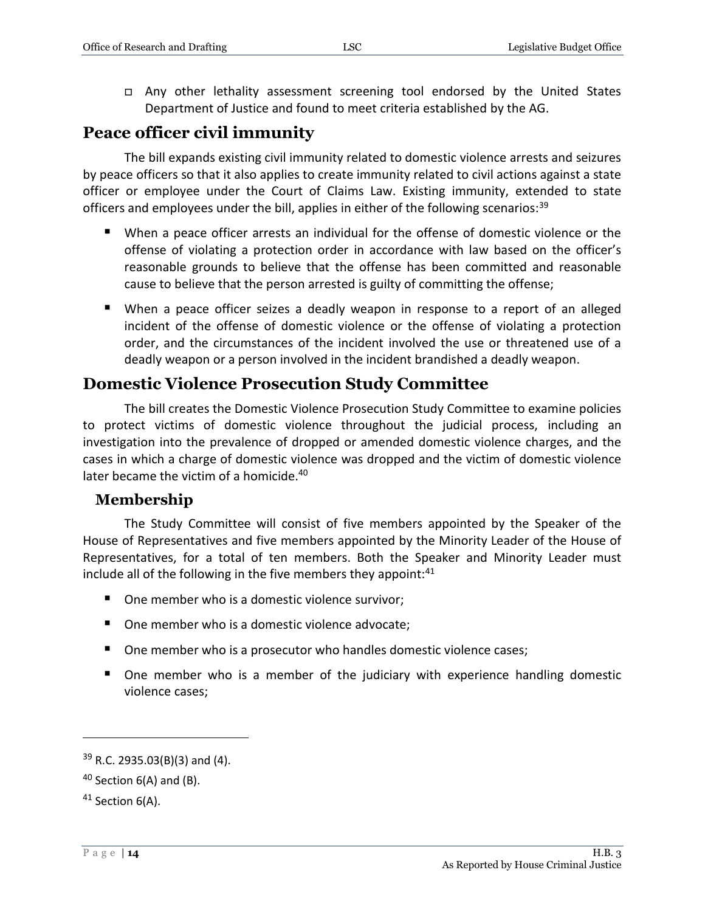- Any other lethality assessment screening tool endorsed by the United States Department of Justice and found to meet criteria established by the AG.

## Peace officer civil immunity

The bill expands existing civil immunity related to domestic violence arrests and seizures by peace officers so that it also applies to create immunity related to civil actions against a state officer or employee under the Court of Claims Law. Existing immunity, extended to state officers and employees under the bill, applies in either of the following scenarios:[39]

- When a peace officer arrests an individual for the offense of domestic violence or the offense of violating a protection order in accordance with law based on the officer's reasonable grounds to believe that the offense has been committed and reasonable cause to believe that the person arrested is guilty of committing the offense;
- When a peace officer seizes a deadly weapon in response to a report of an alleged incident of the offense of domestic violence or the offense of violating a protection order, and the circumstances of the incident involved the use or threatened use of a deadly weapon or a person involved in the incident brandished a deadly weapon.

## Domestic Violence Prosecution Study Committee

The bill creates the Domestic Violence Prosecution Study Committee to examine policies to protect victims of domestic violence throughout the judicial process, including an investigation into the prevalence of dropped or amended domestic violence charges, and the cases in which a charge of domestic violence was dropped and the victim of domestic violence later became the victim of a homicide.[40]

### Membership

The Study Committee will consist of five members appointed by the Speaker of the House of Representatives and five members appointed by the Minority Leader of the House of Representatives, for a total of ten members. Both the Speaker and Minority Leader must include all of the following in the five members they appoint:[41]

- One member who is a domestic violence survivor;
- One member who is a domestic violence advocate;
- One member who is a prosecutor who handles domestic violence cases;
- One member who is a member of the judiciary with experience handling domestic violence cases;

---

[39] R.C. 2935.03(B)(3) and (4).

[40] Section 6(A) and (B).

[41] Section 6(A).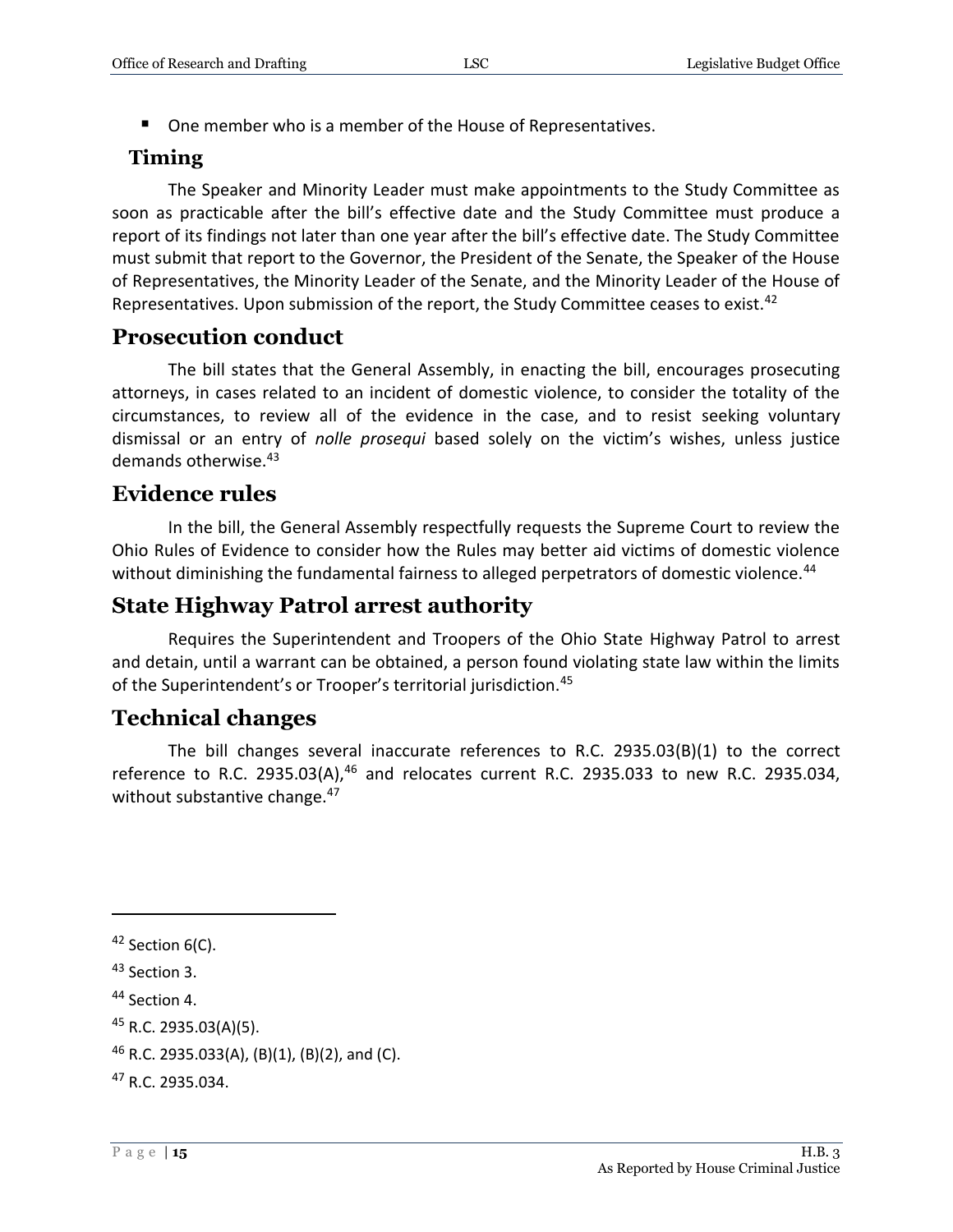- One member who is a member of the House of Representatives.

### Timing

The Speaker and Minority Leader must make appointments to the Study Committee as soon as practicable after the bill's effective date and the Study Committee must produce a report of its findings not later than one year after the bill's effective date. The Study Committee must submit that report to the Governor, the President of the Senate, the Speaker of the House of Representatives, the Minority Leader of the Senate, and the Minority Leader of the House of Representatives. Upon submission of the report, the Study Committee ceases to exist.[42]

## Prosecution conduct

The bill states that the General Assembly, in enacting the bill, encourages prosecuting attorneys, in cases related to an incident of domestic violence, to consider the totality of the circumstances, to review all of the evidence in the case, and to resist seeking voluntary dismissal or an entry of *nolle prosequi* based solely on the victim's wishes, unless justice demands otherwise.[43]

## Evidence rules

In the bill, the General Assembly respectfully requests the Supreme Court to review the Ohio Rules of Evidence to consider how the Rules may better aid victims of domestic violence without diminishing the fundamental fairness to alleged perpetrators of domestic violence.[44]

## State Highway Patrol arrest authority

Requires the Superintendent and Troopers of the Ohio State Highway Patrol to arrest and detain, until a warrant can be obtained, a person found violating state law within the limits of the Superintendent's or Trooper's territorial jurisdiction.[45]

## Technical changes

The bill changes several inaccurate references to R.C. 2935.03(B)(1) to the correct reference to R.C. 2935.03(A),[46] and relocates current R.C. 2935.033 to new R.C. 2935.034, without substantive change.[47]

---

[42] Section 6(C).

[43] Section 3.

[44] Section 4.

[45] R.C. 2935.03(A)(5).

[46] R.C. 2935.033(A), (B)(1), (B)(2), and (C).

[47] R.C. 2935.034.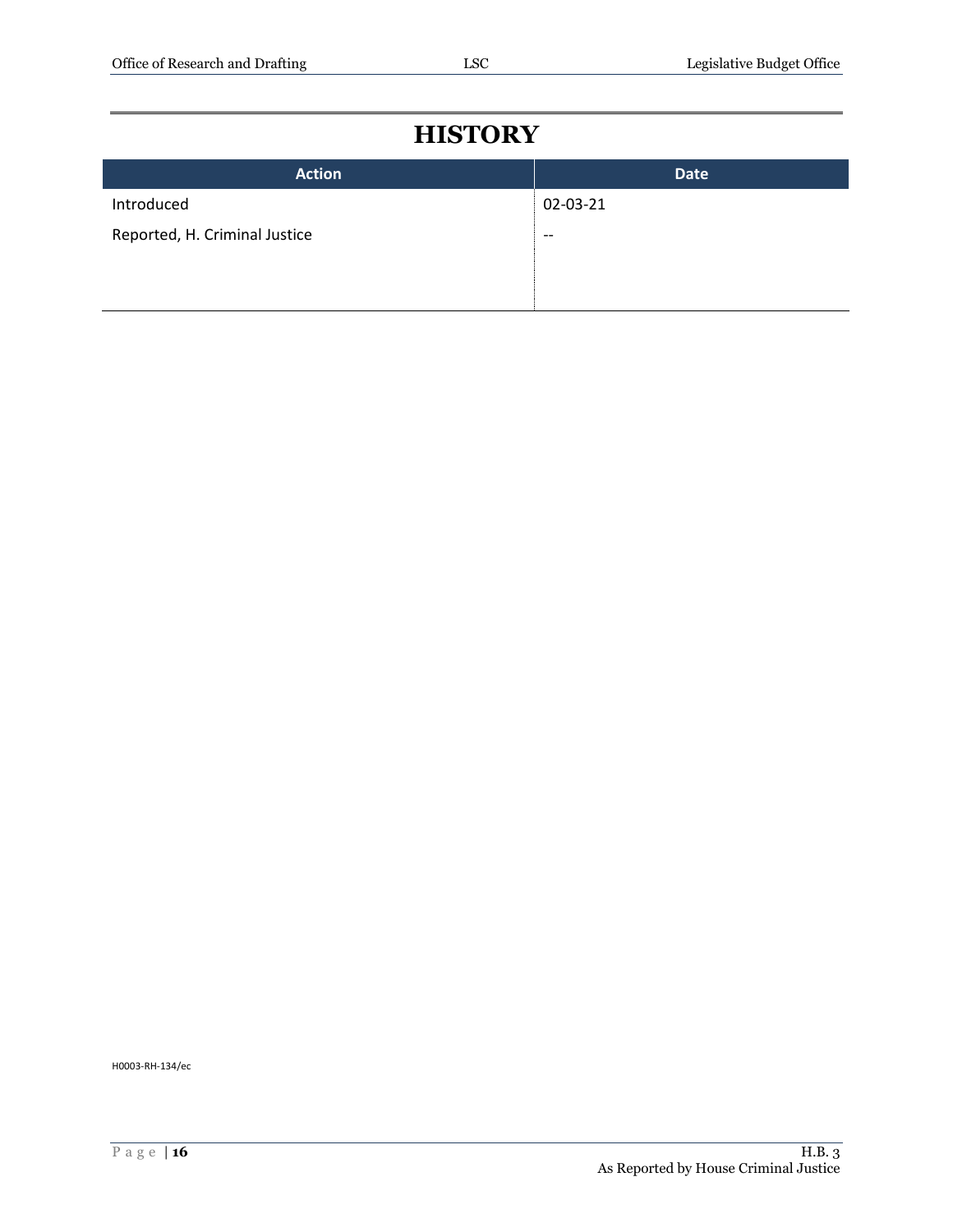# HISTORY

| Action | Date |
| --- | --- |
| Introduced | 02-03-21 |
| Reported, H. Criminal Justice | -- |

H0003-RH-134/ec